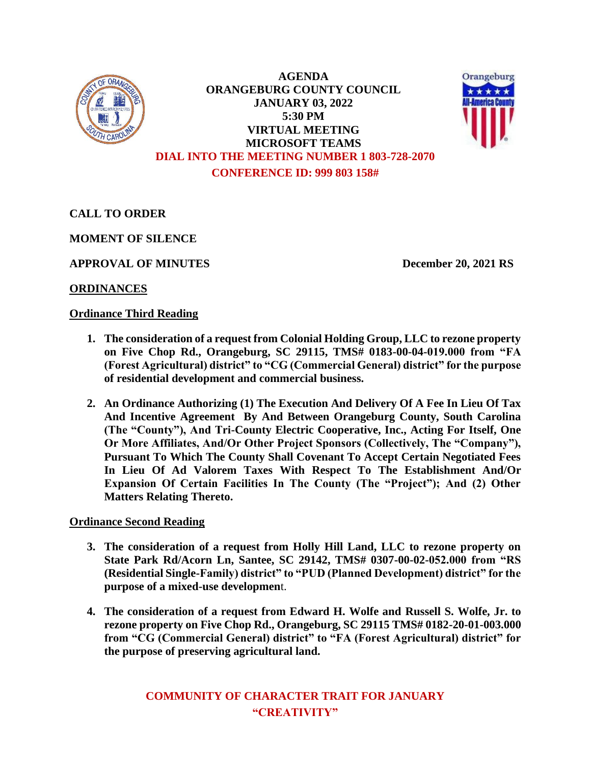# AGENDA
# ORANGEBURG COUNTY COUNCIL
## JANUARY 03, 2022
## 5:30 PM
## VIRTUAL MEETING
## MICROSOFT TEAMS

**DIAL INTO THE MEETING NUMBER 1 803-728-2070**

**CONFERENCE ID: 999 803 158#**

**CALL TO ORDER**

**MOMENT OF SILENCE**

**APPROVAL OF MINUTES** — **December 20, 2021 RS**

**ORDINANCES**

**Ordinance Third Reading**

1. **The consideration of a request from Colonial Holding Group, LLC to rezone property on Five Chop Rd., Orangeburg, SC 29115, TMS# 0183-00-04-019.000 from "FA (Forest Agricultural) district" to "CG (Commercial General) district" for the purpose of residential development and commercial business.**

2. **An Ordinance Authorizing (1) The Execution And Delivery Of A Fee In Lieu Of Tax And Incentive Agreement By And Between Orangeburg County, South Carolina (The "County"), And Tri-County Electric Cooperative, Inc., Acting For Itself, One Or More Affiliates, And/Or Other Project Sponsors (Collectively, The "Company"), Pursuant To Which The County Shall Covenant To Accept Certain Negotiated Fees In Lieu Of Ad Valorem Taxes With Respect To The Establishment And/Or Expansion Of Certain Facilities In The County (The "Project"); And (2) Other Matters Relating Thereto.**

**Ordinance Second Reading**

3. **The consideration of a request from Holly Hill Land, LLC to rezone property on State Park Rd/Acorn Ln, Santee, SC 29142, TMS# 0307-00-02-052.000 from "RS (Residential Single-Family) district" to "PUD (Planned Development) district" for the purpose of a mixed-use development.**

4. **The consideration of a request from Edward H. Wolfe and Russell S. Wolfe, Jr. to rezone property on Five Chop Rd., Orangeburg, SC 29115 TMS# 0182-20-01-003.000 from "CG (Commercial General) district" to "FA (Forest Agricultural) district" for the purpose of preserving agricultural land.**

**COMMUNITY OF CHARACTER TRAIT FOR JANUARY**
**"CREATIVITY"**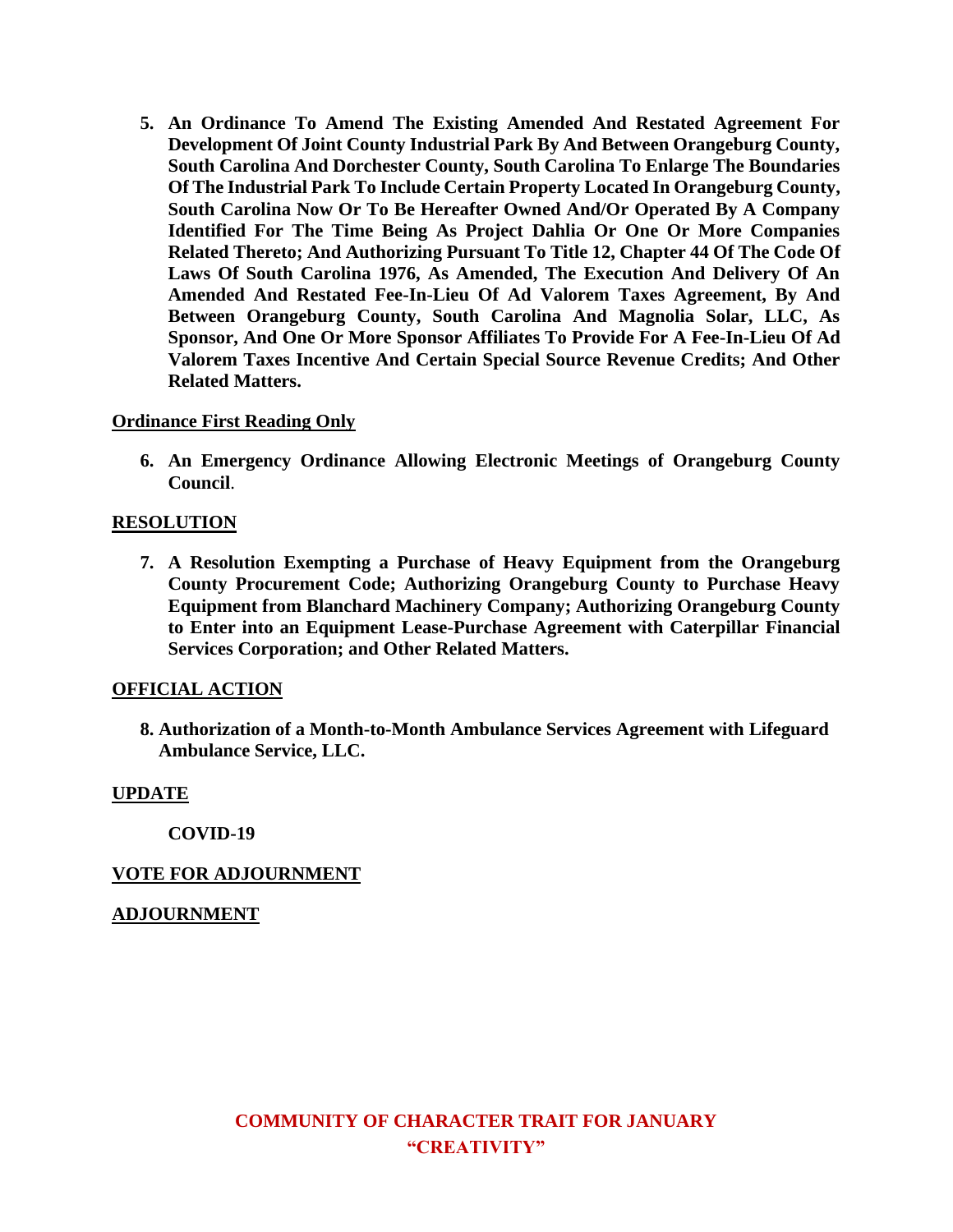5. **An Ordinance To Amend The Existing Amended And Restated Agreement For Development Of Joint County Industrial Park By And Between Orangeburg County, South Carolina And Dorchester County, South Carolina To Enlarge The Boundaries Of The Industrial Park To Include Certain Property Located In Orangeburg County, South Carolina Now Or To Be Hereafter Owned And/Or Operated By A Company Identified For The Time Being As Project Dahlia Or One Or More Companies Related Thereto; And Authorizing Pursuant To Title 12, Chapter 44 Of The Code Of Laws Of South Carolina 1976, As Amended, The Execution And Delivery Of An Amended And Restated Fee-In-Lieu Of Ad Valorem Taxes Agreement, By And Between Orangeburg County, South Carolina And Magnolia Solar, LLC, As Sponsor, And One Or More Sponsor Affiliates To Provide For A Fee-In-Lieu Of Ad Valorem Taxes Incentive And Certain Special Source Revenue Credits; And Other Related Matters.**

**Ordinance First Reading Only**

6. **An Emergency Ordinance Allowing Electronic Meetings of Orangeburg County Council**.

**RESOLUTION**

7. **A Resolution Exempting a Purchase of Heavy Equipment from the Orangeburg County Procurement Code; Authorizing Orangeburg County to Purchase Heavy Equipment from Blanchard Machinery Company; Authorizing Orangeburg County to Enter into an Equipment Lease-Purchase Agreement with Caterpillar Financial Services Corporation; and Other Related Matters.**

**OFFICIAL ACTION**

8. **Authorization of a Month-to-Month Ambulance Services Agreement with Lifeguard Ambulance Service, LLC.**

**UPDATE**

**COVID-19**

**VOTE FOR ADJOURNMENT**

**ADJOURNMENT**

**COMMUNITY OF CHARACTER TRAIT FOR JANUARY**
**"CREATIVITY"**